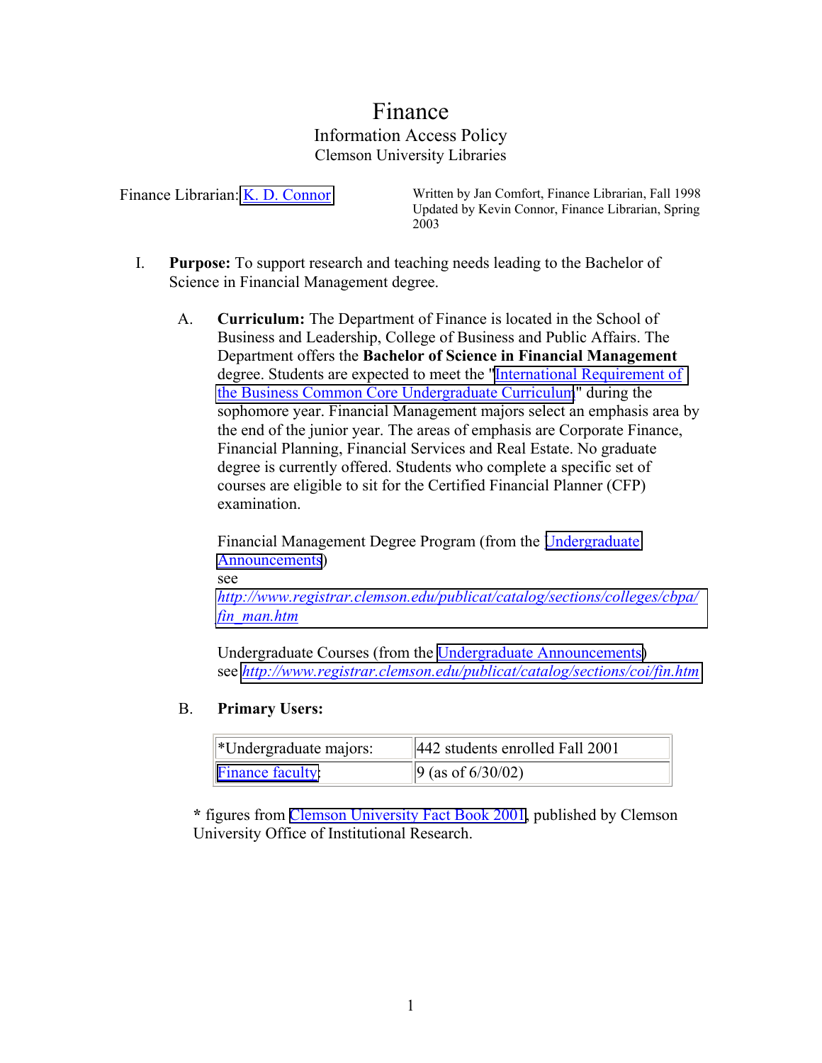# Finance

## Information Access Policy

### Clemson University Libraries

Finance Librarian: K. D. Connor

Written by Jan Comfort, Finance Librarian, Fall 1998
Updated by Kevin Connor, Finance Librarian, Spring 2003

I. **Purpose:** To support research and teaching needs leading to the Bachelor of Science in Financial Management degree.

A. **Curriculum:** The Department of Finance is located in the School of Business and Leadership, College of Business and Public Affairs. The Department offers the **Bachelor of Science in Financial Management** degree. Students are expected to meet the "International Requirement of the Business Common Core Undergraduate Curriculum" during the sophomore year. Financial Management majors select an emphasis area by the end of the junior year. The areas of emphasis are Corporate Finance, Financial Planning, Financial Services and Real Estate. No graduate degree is currently offered. Students who complete a specific set of courses are eligible to sit for the Certified Financial Planner (CFP) examination.

Financial Management Degree Program (from the Undergraduate Announcements)
see *http://www.registrar.clemson.edu/publicat/catalog/sections/colleges/cbpa/fin_man.htm*

Undergraduate Courses (from the Undergraduate Announcements)
see *http://www.registrar.clemson.edu/publicat/catalog/sections/coi/fin.htm*

B. **Primary Users:**

| | |
|---|---|
| *Undergraduate majors: | 442 students enrolled Fall 2001 |
| Finance faculty: | 9 (as of 6/30/02) |

\* figures from Clemson University Fact Book 2001, published by Clemson University Office of Institutional Research.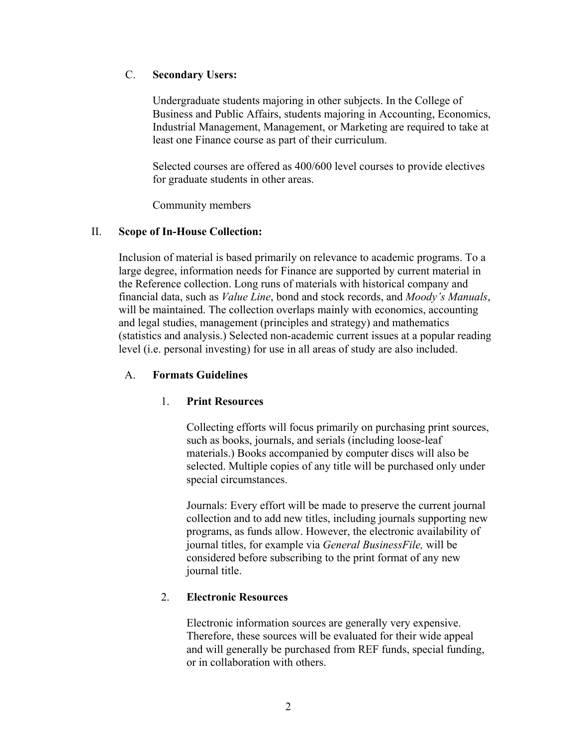### C. **Secondary Users:**

Undergraduate students majoring in other subjects. In the College of Business and Public Affairs, students majoring in Accounting, Economics, Industrial Management, Management, or Marketing are required to take at least one Finance course as part of their curriculum.

Selected courses are offered as 400/600 level courses to provide electives for graduate students in other areas.

Community members

## II. **Scope of In-House Collection:**

Inclusion of material is based primarily on relevance to academic programs. To a large degree, information needs for Finance are supported by current material in the Reference collection. Long runs of materials with historical company and financial data, such as *Value Line*, bond and stock records, and *Moody's Manuals*, will be maintained. The collection overlaps mainly with economics, accounting and legal studies, management (principles and strategy) and mathematics (statistics and analysis.) Selected non-academic current issues at a popular reading level (i.e. personal investing) for use in all areas of study are also included.

### A. **Formats Guidelines**

#### 1. **Print Resources**

Collecting efforts will focus primarily on purchasing print sources, such as books, journals, and serials (including loose-leaf materials.) Books accompanied by computer discs will also be selected. Multiple copies of any title will be purchased only under special circumstances.

Journals: Every effort will be made to preserve the current journal collection and to add new titles, including journals supporting new programs, as funds allow. However, the electronic availability of journal titles, for example via *General BusinessFile,* will be considered before subscribing to the print format of any new journal title.

#### 2. **Electronic Resources**

Electronic information sources are generally very expensive. Therefore, these sources will be evaluated for their wide appeal and will generally be purchased from REF funds, special funding, or in collaboration with others.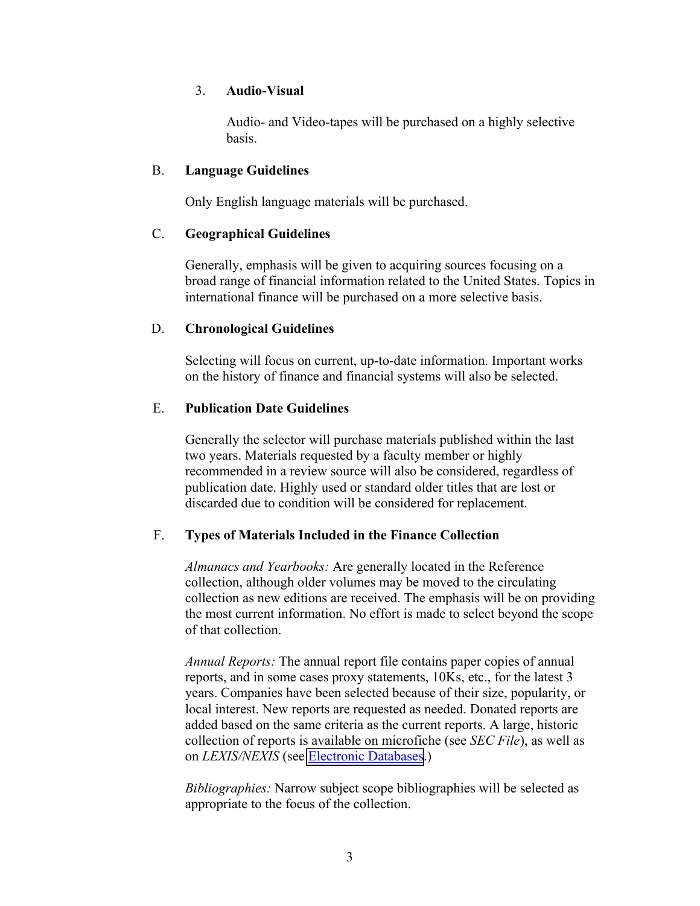3. **Audio-Visual**

   Audio- and Video-tapes will be purchased on a highly selective basis.

B. **Language Guidelines**

Only English language materials will be purchased.

C. **Geographical Guidelines**

Generally, emphasis will be given to acquiring sources focusing on a broad range of financial information related to the United States. Topics in international finance will be purchased on a more selective basis.

D. **Chronological Guidelines**

Selecting will focus on current, up-to-date information. Important works on the history of finance and financial systems will also be selected.

E. **Publication Date Guidelines**

Generally the selector will purchase materials published within the last two years. Materials requested by a faculty member or highly recommended in a review source will also be considered, regardless of publication date. Highly used or standard older titles that are lost or discarded due to condition will be considered for replacement.

F. **Types of Materials Included in the Finance Collection**

*Almanacs and Yearbooks:* Are generally located in the Reference collection, although older volumes may be moved to the circulating collection as new editions are received. The emphasis will be on providing the most current information. No effort is made to select beyond the scope of that collection.

*Annual Reports:* The annual report file contains paper copies of annual reports, and in some cases proxy statements, 10Ks, etc., for the latest 3 years. Companies have been selected because of their size, popularity, or local interest. New reports are requested as needed. Donated reports are added based on the same criteria as the current reports. A large, historic collection of reports is available on microfiche (see *SEC File*), as well as on *LEXIS/NEXIS* (see Electronic Databases.)

*Bibliographies:* Narrow subject scope bibliographies will be selected as appropriate to the focus of the collection.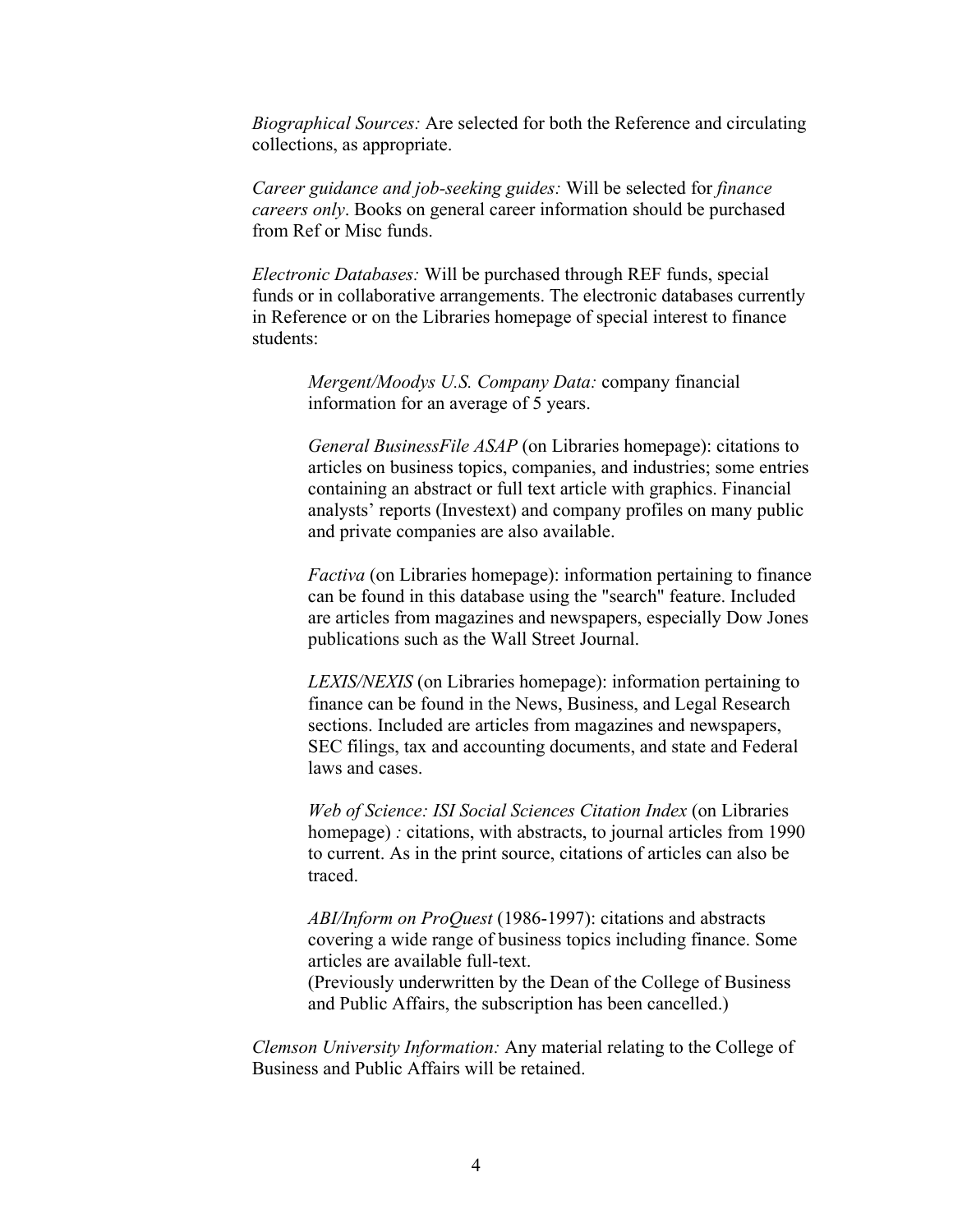*Biographical Sources:* Are selected for both the Reference and circulating collections, as appropriate.

*Career guidance and job-seeking guides:* Will be selected for *finance careers only*. Books on general career information should be purchased from Ref or Misc funds.

*Electronic Databases:* Will be purchased through REF funds, special funds or in collaborative arrangements. The electronic databases currently in Reference or on the Libraries homepage of special interest to finance students:

> *Mergent/Moodys U.S. Company Data:* company financial information for an average of 5 years.
>
> *General BusinessFile ASAP* (on Libraries homepage): citations to articles on business topics, companies, and industries; some entries containing an abstract or full text article with graphics. Financial analysts' reports (Investext) and company profiles on many public and private companies are also available.
>
> *Factiva* (on Libraries homepage): information pertaining to finance can be found in this database using the "search" feature. Included are articles from magazines and newspapers, especially Dow Jones publications such as the Wall Street Journal.
>
> *LEXIS/NEXIS* (on Libraries homepage): information pertaining to finance can be found in the News, Business, and Legal Research sections. Included are articles from magazines and newspapers, SEC filings, tax and accounting documents, and state and Federal laws and cases.
>
> *Web of Science: ISI Social Sciences Citation Index* (on Libraries homepage) *:* citations, with abstracts, to journal articles from 1990 to current. As in the print source, citations of articles can also be traced.
>
> *ABI/Inform on ProQuest* (1986-1997): citations and abstracts covering a wide range of business topics including finance. Some articles are available full-text.
> (Previously underwritten by the Dean of the College of Business and Public Affairs, the subscription has been cancelled.)

*Clemson University Information:* Any material relating to the College of Business and Public Affairs will be retained.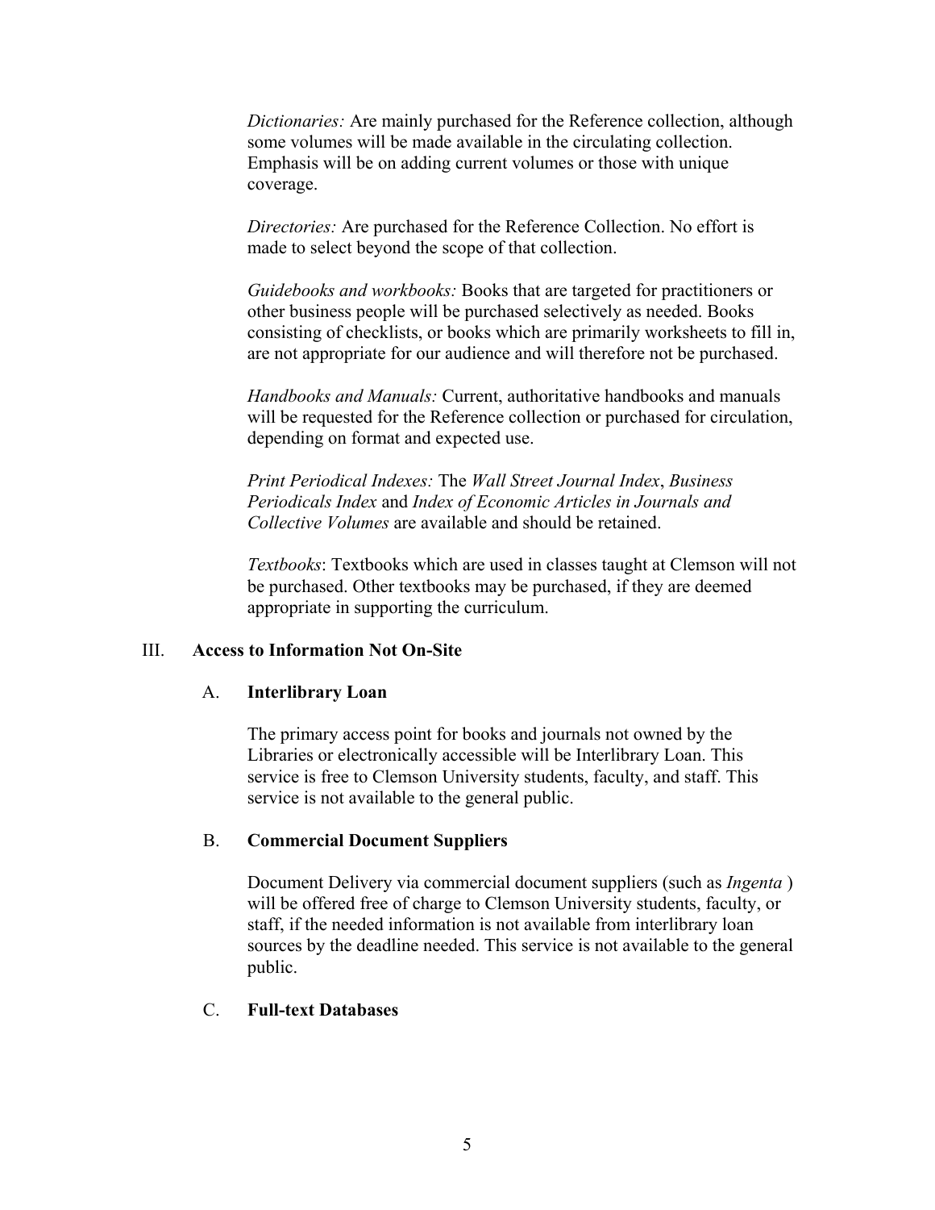*Dictionaries:* Are mainly purchased for the Reference collection, although some volumes will be made available in the circulating collection. Emphasis will be on adding current volumes or those with unique coverage.

*Directories:* Are purchased for the Reference Collection. No effort is made to select beyond the scope of that collection.

*Guidebooks and workbooks:* Books that are targeted for practitioners or other business people will be purchased selectively as needed. Books consisting of checklists, or books which are primarily worksheets to fill in, are not appropriate for our audience and will therefore not be purchased.

*Handbooks and Manuals:* Current, authoritative handbooks and manuals will be requested for the Reference collection or purchased for circulation, depending on format and expected use.

*Print Periodical Indexes:* The *Wall Street Journal Index*, *Business Periodicals Index* and *Index of Economic Articles in Journals and Collective Volumes* are available and should be retained.

*Textbooks*: Textbooks which are used in classes taught at Clemson will not be purchased. Other textbooks may be purchased, if they are deemed appropriate in supporting the curriculum.

## III. Access to Information Not On-Site

### A. Interlibrary Loan

The primary access point for books and journals not owned by the Libraries or electronically accessible will be Interlibrary Loan. This service is free to Clemson University students, faculty, and staff. This service is not available to the general public.

### B. Commercial Document Suppliers

Document Delivery via commercial document suppliers (such as *Ingenta* ) will be offered free of charge to Clemson University students, faculty, or staff, if the needed information is not available from interlibrary loan sources by the deadline needed. This service is not available to the general public.

### C. Full-text Databases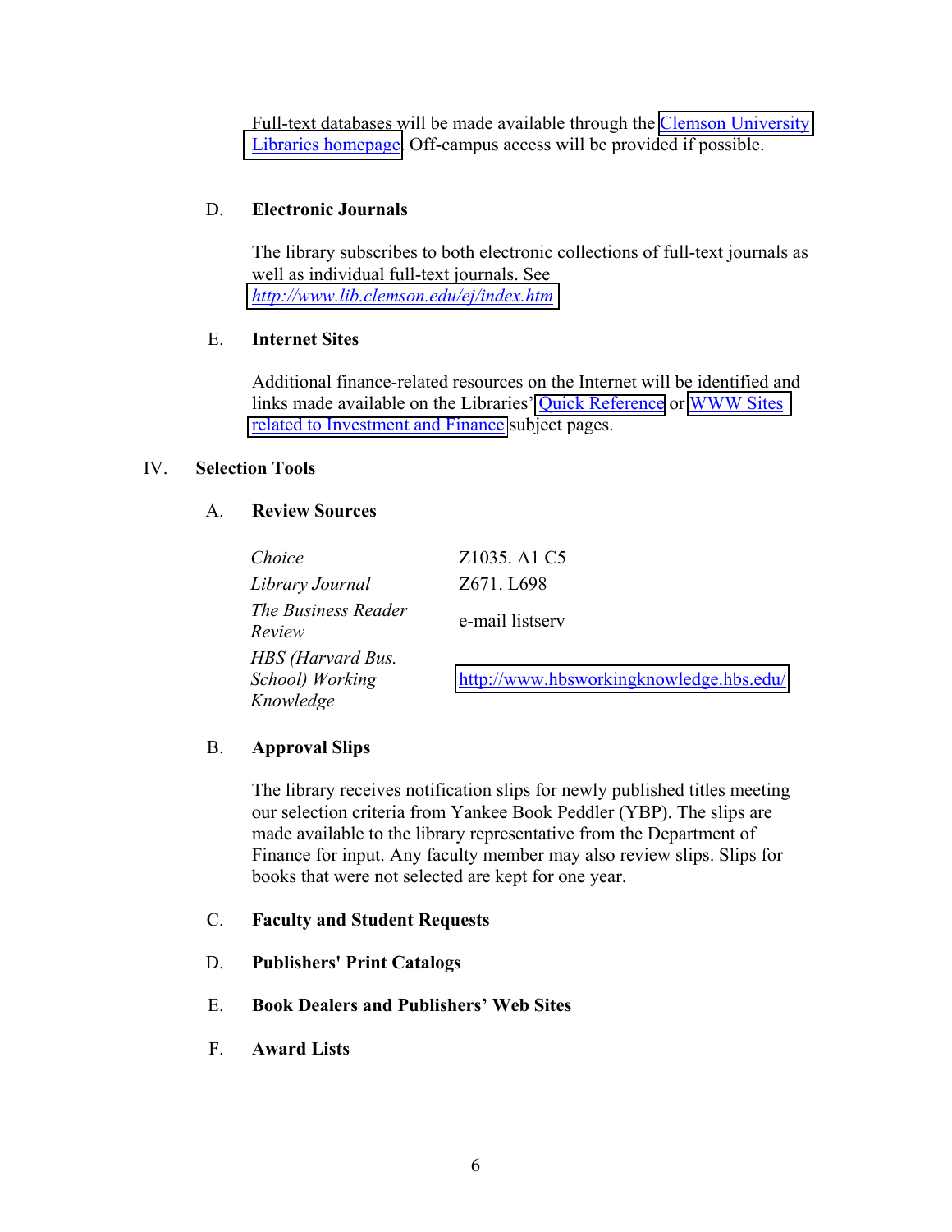Full-text databases will be made available through the Clemson University Libraries homepage. Off-campus access will be provided if possible.

D. **Electronic Journals**

The library subscribes to both electronic collections of full-text journals as well as individual full-text journals. See *http://www.lib.clemson.edu/ej/index.htm*

E. **Internet Sites**

Additional finance-related resources on the Internet will be identified and links made available on the Libraries' Quick Reference or WWW Sites related to Investment and Finance subject pages.

IV. **Selection Tools**

A. **Review Sources**

| | |
|---|---|
| *Choice* | Z1035. A1 C5 |
| *Library Journal* | Z671. L698 |
| *The Business Reader Review* | e-mail listserv |
| *HBS (Harvard Bus. School) Working Knowledge* | http://www.hbsworkingknowledge.hbs.edu/ |

B. **Approval Slips**

The library receives notification slips for newly published titles meeting our selection criteria from Yankee Book Peddler (YBP). The slips are made available to the library representative from the Department of Finance for input. Any faculty member may also review slips. Slips for books that were not selected are kept for one year.

C. **Faculty and Student Requests**

D. **Publishers' Print Catalogs**

E. **Book Dealers and Publishers' Web Sites**

F. **Award Lists**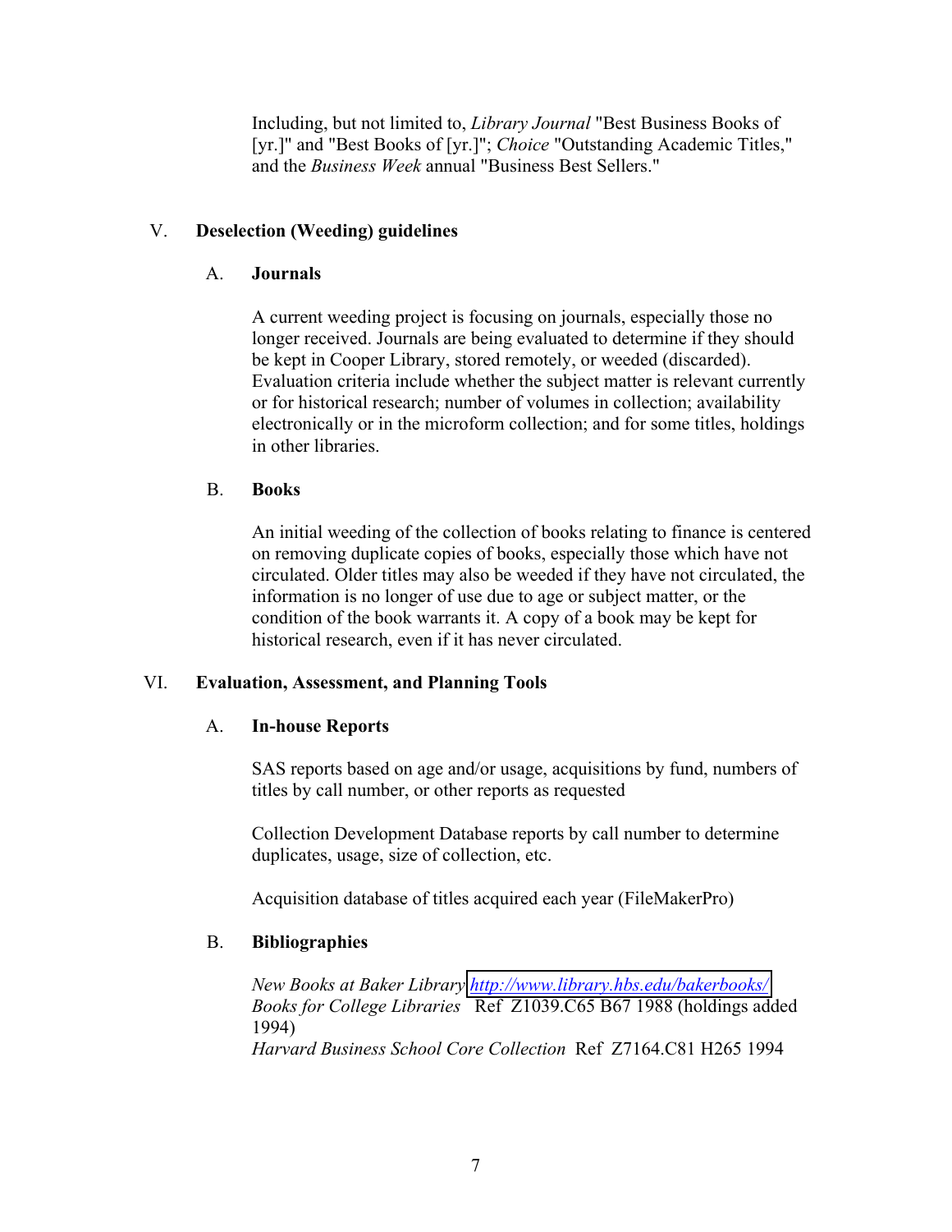Including, but not limited to, *Library Journal* "Best Business Books of [yr.]" and "Best Books of [yr.]"; *Choice* "Outstanding Academic Titles," and the *Business Week* annual "Business Best Sellers."

## V. Deselection (Weeding) guidelines

### A. Journals

A current weeding project is focusing on journals, especially those no longer received. Journals are being evaluated to determine if they should be kept in Cooper Library, stored remotely, or weeded (discarded). Evaluation criteria include whether the subject matter is relevant currently or for historical research; number of volumes in collection; availability electronically or in the microform collection; and for some titles, holdings in other libraries.

### B. Books

An initial weeding of the collection of books relating to finance is centered on removing duplicate copies of books, especially those which have not circulated. Older titles may also be weeded if they have not circulated, the information is no longer of use due to age or subject matter, or the condition of the book warrants it. A copy of a book may be kept for historical research, even if it has never circulated.

## VI. Evaluation, Assessment, and Planning Tools

### A. In-house Reports

SAS reports based on age and/or usage, acquisitions by fund, numbers of titles by call number, or other reports as requested

Collection Development Database reports by call number to determine duplicates, usage, size of collection, etc.

Acquisition database of titles acquired each year (FileMakerPro)

### B. Bibliographies

*New Books at Baker Library* http://www.library.hbs.edu/bakerbooks/
*Books for College Libraries* Ref Z1039.C65 B67 1988 (holdings added 1994)
*Harvard Business School Core Collection* Ref Z7164.C81 H265 1994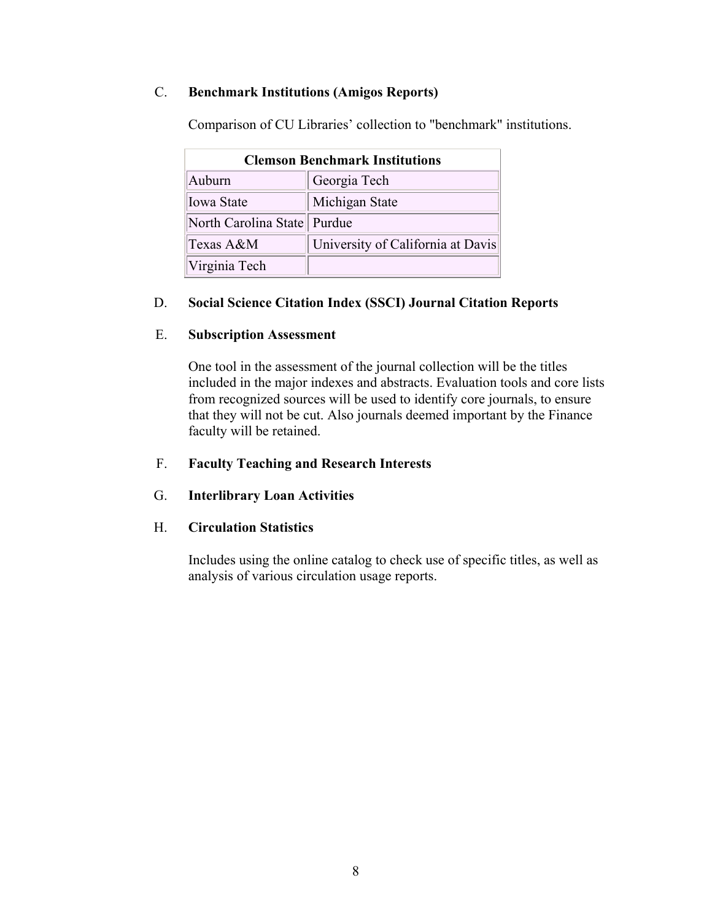C. **Benchmark Institutions (Amigos Reports)**

Comparison of CU Libraries' collection to "benchmark" institutions.

| Clemson Benchmark Institutions | |
|---|---|
| Auburn | Georgia Tech |
| Iowa State | Michigan State |
| North Carolina State | Purdue |
| Texas A&M | University of California at Davis |
| Virginia Tech | |

D. **Social Science Citation Index (SSCI) Journal Citation Reports**

E. **Subscription Assessment**

One tool in the assessment of the journal collection will be the titles included in the major indexes and abstracts. Evaluation tools and core lists from recognized sources will be used to identify core journals, to ensure that they will not be cut. Also journals deemed important by the Finance faculty will be retained.

F. **Faculty Teaching and Research Interests**

G. **Interlibrary Loan Activities**

H. **Circulation Statistics**

Includes using the online catalog to check use of specific titles, as well as analysis of various circulation usage reports.